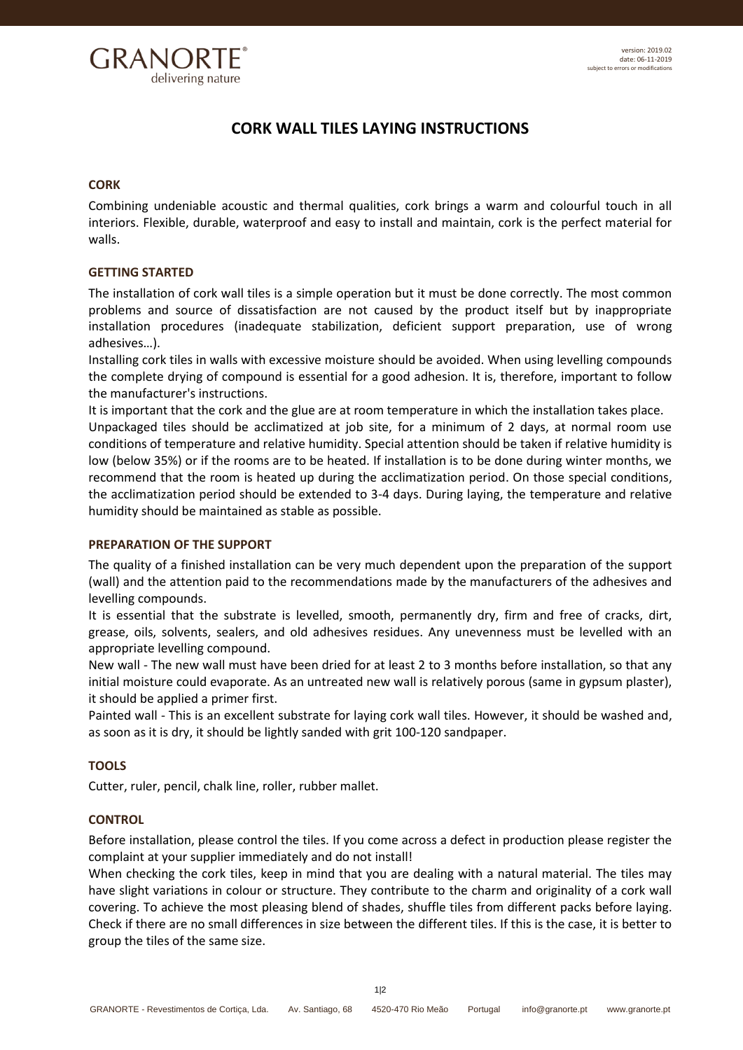# CORK WALL TILES LAYING INSTRUCTIONS

## CORK

Combining undeniable acoustic and thermal qualities, cork brings a warm and colourful touch in all interiors. Flexible, durable, waterproof and easy to install and maintain, cork is the perfect material for walls.

## GETTING STARTED

The installation of cork wall tiles is a simple operation but it must be done correctly. The most common problems and source of dissatisfaction are not caused by the product itself but by inappropriate installation procedures (inadequate stabilization, deficient support preparation, use of wrong adhesives…).

Installing cork tiles in walls with excessive moisture should be avoided. When using levelling compounds the complete drying of compound is essential for a good adhesion. It is, therefore, important to follow the manufacturer's instructions.

It is important that the cork and the glue are at room temperature in which the installation takes place.

Unpackaged tiles should be acclimatized at job site, for a minimum of 2 days, at normal room use conditions of temperature and relative humidity. Special attention should be taken if relative humidity is low (below 35%) or if the rooms are to be heated. If installation is to be done during winter months, we recommend that the room is heated up during the acclimatization period. On those special conditions, the acclimatization period should be extended to 3-4 days. During laying, the temperature and relative humidity should be maintained as stable as possible.

## PREPARATION OF THE SUPPORT

The quality of a finished installation can be very much dependent upon the preparation of the support (wall) and the attention paid to the recommendations made by the manufacturers of the adhesives and levelling compounds.

It is essential that the substrate is levelled, smooth, permanently dry, firm and free of cracks, dirt, grease, oils, solvents, sealers, and old adhesives residues. Any unevenness must be levelled with an appropriate levelling compound.

New wall - The new wall must have been dried for at least 2 to 3 months before installation, so that any initial moisture could evaporate. As an untreated new wall is relatively porous (same in gypsum plaster), it should be applied a primer first.

Painted wall - This is an excellent substrate for laying cork wall tiles. However, it should be washed and, as soon as it is dry, it should be lightly sanded with grit 100-120 sandpaper.

## TOOLS

Cutter, ruler, pencil, chalk line, roller, rubber mallet.

## CONTROL

Before installation, please control the tiles. If you come across a defect in production please register the complaint at your supplier immediately and do not install!

When checking the cork tiles, keep in mind that you are dealing with a natural material. The tiles may have slight variations in colour or structure. They contribute to the charm and originality of a cork wall covering. To achieve the most pleasing blend of shades, shuffle tiles from different packs before laying. Check if there are no small differences in size between the different tiles. If this is the case, it is better to group the tiles of the same size.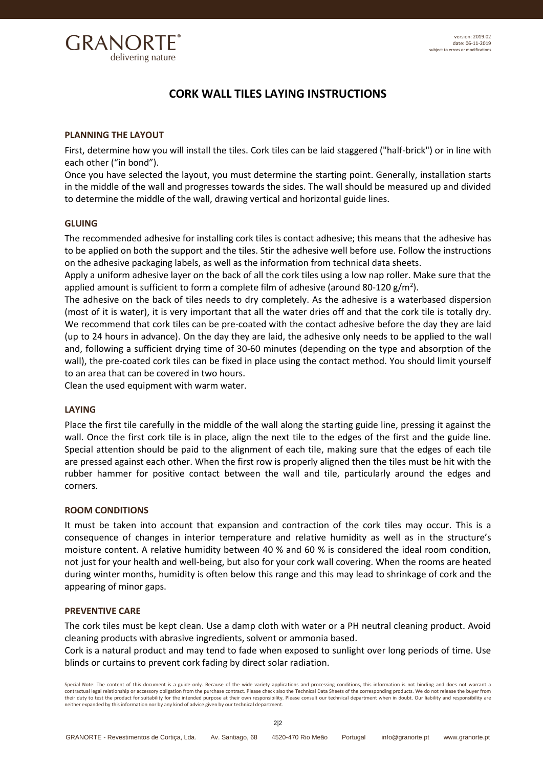# CORK WALL TILES LAYING INSTRUCTIONS

## PLANNING THE LAYOUT

First, determine how you will install the tiles. Cork tiles can be laid staggered ("half-brick") or in line with each other ("in bond").

Once you have selected the layout, you must determine the starting point. Generally, installation starts in the middle of the wall and progresses towards the sides. The wall should be measured up and divided to determine the middle of the wall, drawing vertical and horizontal guide lines.

## GLUING

The recommended adhesive for installing cork tiles is contact adhesive; this means that the adhesive has to be applied on both the support and the tiles. Stir the adhesive well before use. Follow the instructions on the adhesive packaging labels, as well as the information from technical data sheets.

Apply a uniform adhesive layer on the back of all the cork tiles using a low nap roller. Make sure that the applied amount is sufficient to form a complete film of adhesive (around 80-120 g/m$^2$).

The adhesive on the back of tiles needs to dry completely. As the adhesive is a waterbased dispersion (most of it is water), it is very important that all the water dries off and that the cork tile is totally dry. We recommend that cork tiles can be pre-coated with the contact adhesive before the day they are laid (up to 24 hours in advance). On the day they are laid, the adhesive only needs to be applied to the wall and, following a sufficient drying time of 30-60 minutes (depending on the type and absorption of the wall), the pre-coated cork tiles can be fixed in place using the contact method. You should limit yourself to an area that can be covered in two hours.

Clean the used equipment with warm water.

## LAYING

Place the first tile carefully in the middle of the wall along the starting guide line, pressing it against the wall. Once the first cork tile is in place, align the next tile to the edges of the first and the guide line. Special attention should be paid to the alignment of each tile, making sure that the edges of each tile are pressed against each other. When the first row is properly aligned then the tiles must be hit with the rubber hammer for positive contact between the wall and tile, particularly around the edges and corners.

## ROOM CONDITIONS

It must be taken into account that expansion and contraction of the cork tiles may occur. This is a consequence of changes in interior temperature and relative humidity as well as in the structure's moisture content. A relative humidity between 40 % and 60 % is considered the ideal room condition, not just for your health and well-being, but also for your cork wall covering. When the rooms are heated during winter months, humidity is often below this range and this may lead to shrinkage of cork and the appearing of minor gaps.

## PREVENTIVE CARE

The cork tiles must be kept clean. Use a damp cloth with water or a PH neutral cleaning product. Avoid cleaning products with abrasive ingredients, solvent or ammonia based.

Cork is a natural product and may tend to fade when exposed to sunlight over long periods of time. Use blinds or curtains to prevent cork fading by direct solar radiation.

Special Note: The content of this document is a guide only. Because of the wide variety applications and processing conditions, this information is not binding and does not warrant a contractual legal relationship or accessory obligation from the purchase contract. Please check also the Technical Data Sheets of the corresponding products. We do not release the buyer from their duty to test the product for suitability for the intended purpose at their own responsibility. Please consult our technical department when in doubt. Our liability and responsibility are neither expanded by this information nor by any kind of advice given by our technical department.